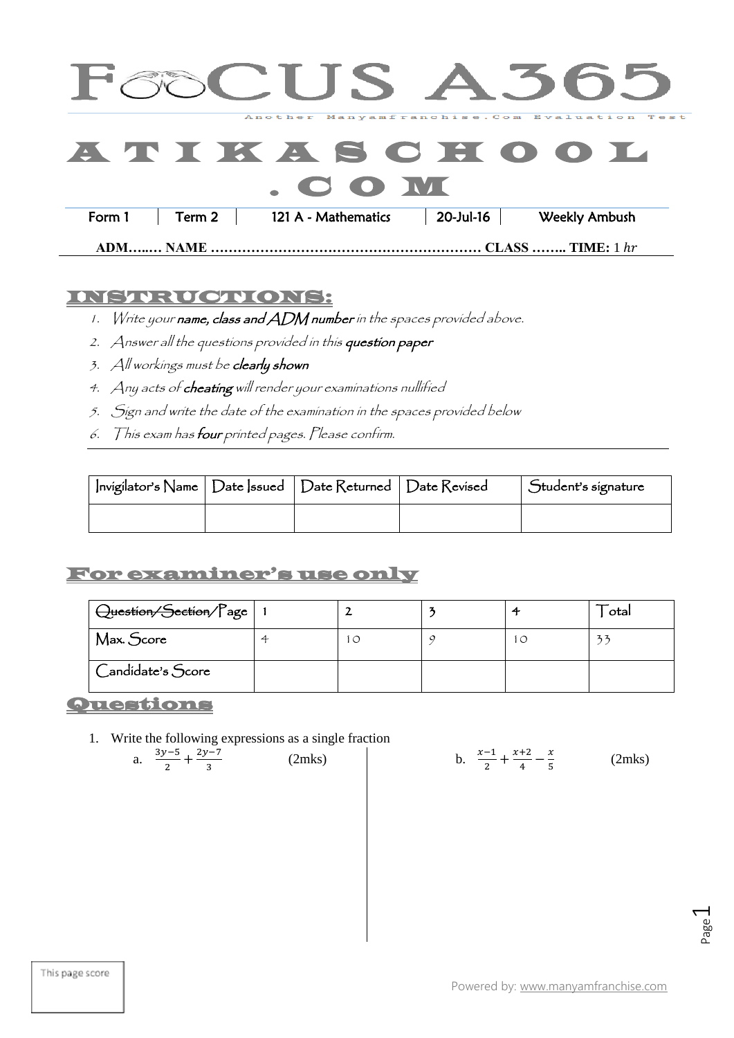# FOCUS A365

Another Manyamfranchise.Com Evaluation Test

# ATIKASCHOOL.COM

| Form 1 | Term 2 | 121 A - Mathematics | 20-Jul-16 | Weekly Ambush |
|---|---|---|---|---|

**ADM…..… NAME …………………………………………………… CLASS …….. TIME:** 1 *hr*

## INSTRUCTIONS:

1. Write your **name, class and ADM number** in the spaces provided above.
2. Answer all the questions provided in this **question paper**
3. All workings must be **clearly shown**
4. Any acts of **cheating** will render your examinations nullified
5. Sign and write the date of the examination in the spaces provided below
6. This exam has **four** printed pages. Please confirm.

| Invigilator's Name | Date Issued | Date Returned | Date Revised | Student's signature |
|---|---|---|---|---|
| | | | | |

## For examiner's use only

| ~~Question/Section~~/Page | 1 | 2 | 3 | 4 | Total |
|---|---|---|---|---|---|
| Max. Score | 4 | 10 | 9 | 10 | 33 |
| Candidate's Score | | | | | |

## Questions

1. Write the following expressions as a single fraction

   a. $\frac{3y-5}{2}+\frac{2y-7}{3}$ (2mks)

   b. $\frac{x-1}{2}+\frac{x+2}{4}-\frac{x}{5}$ (2mks)

This page score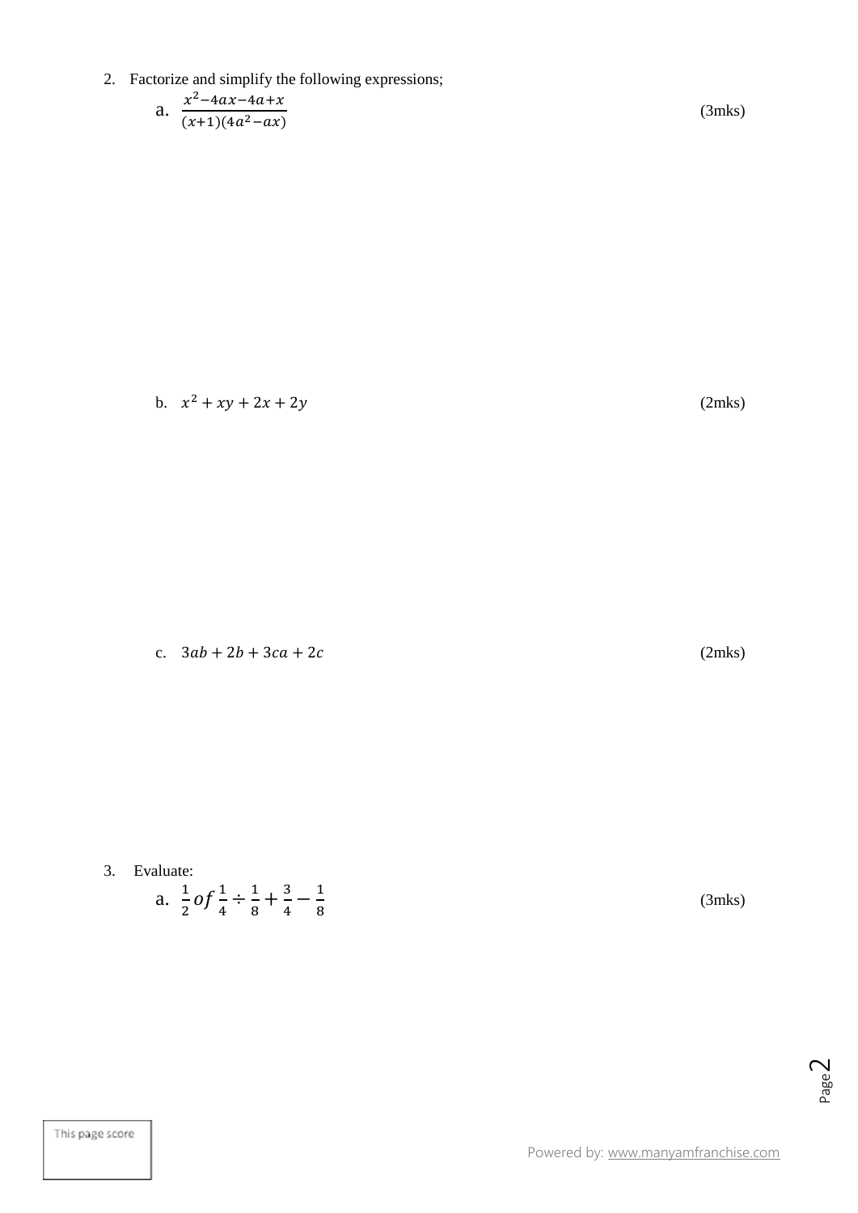2. Factorize and simplify the following expressions;

   a. $\frac{x^2-4ax-4a+x}{(x+1)(4a^2-ax)}$ (3mks)

   b. $x^2 + xy + 2x + 2y$ (2mks)

   c. $3ab + 2b + 3ca + 2c$ (2mks)

3. Evaluate:

   a. $\frac{1}{2} of \frac{1}{4} \div \frac{1}{8} + \frac{3}{4} - \frac{1}{8}$ (3mks)

This page score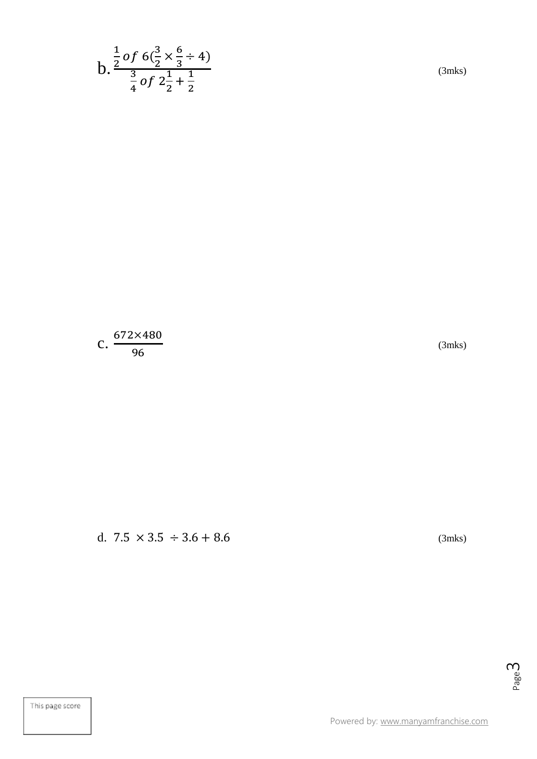b. $\dfrac{\frac{1}{2}\, of\ 6(\frac{3}{2} \times \frac{6}{3} \div 4)}{\frac{3}{4}\, of\ 2\frac{1}{2} + \frac{1}{2}}$ (3mks)

c. $\dfrac{672 \times 480}{96}$ (3mks)

d. $7.5\ \times 3.5\ \div 3.6 + 8.6$ (3mks)

This page score

Powered by: www.manyamfranchise.com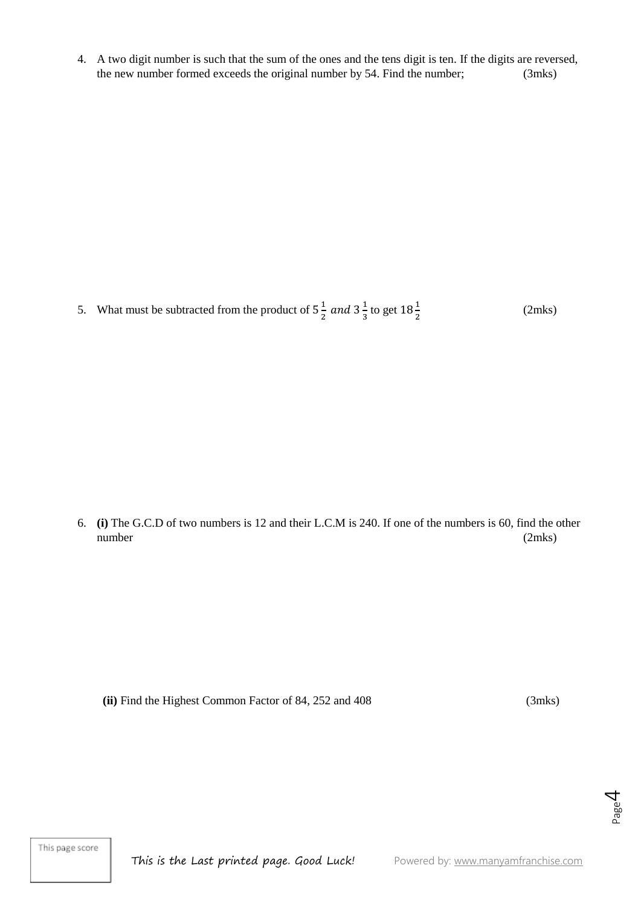4. A two digit number is such that the sum of the ones and the tens digit is ten. If the digits are reversed, the new number formed exceeds the original number by 54. Find the number; (3mks)

5. What must be subtracted from the product of $5\frac{1}{2}$ *and* $3\frac{1}{3}$ to get $18\frac{1}{2}$ (2mks)

6. **(i)** The G.C.D of two numbers is 12 and their L.C.M is 240. If one of the numbers is 60, find the other number (2mks)

   **(ii)** Find the Highest Common Factor of 84, 252 and 408 (3mks)

This page score

This is the Last printed page. Good Luck!